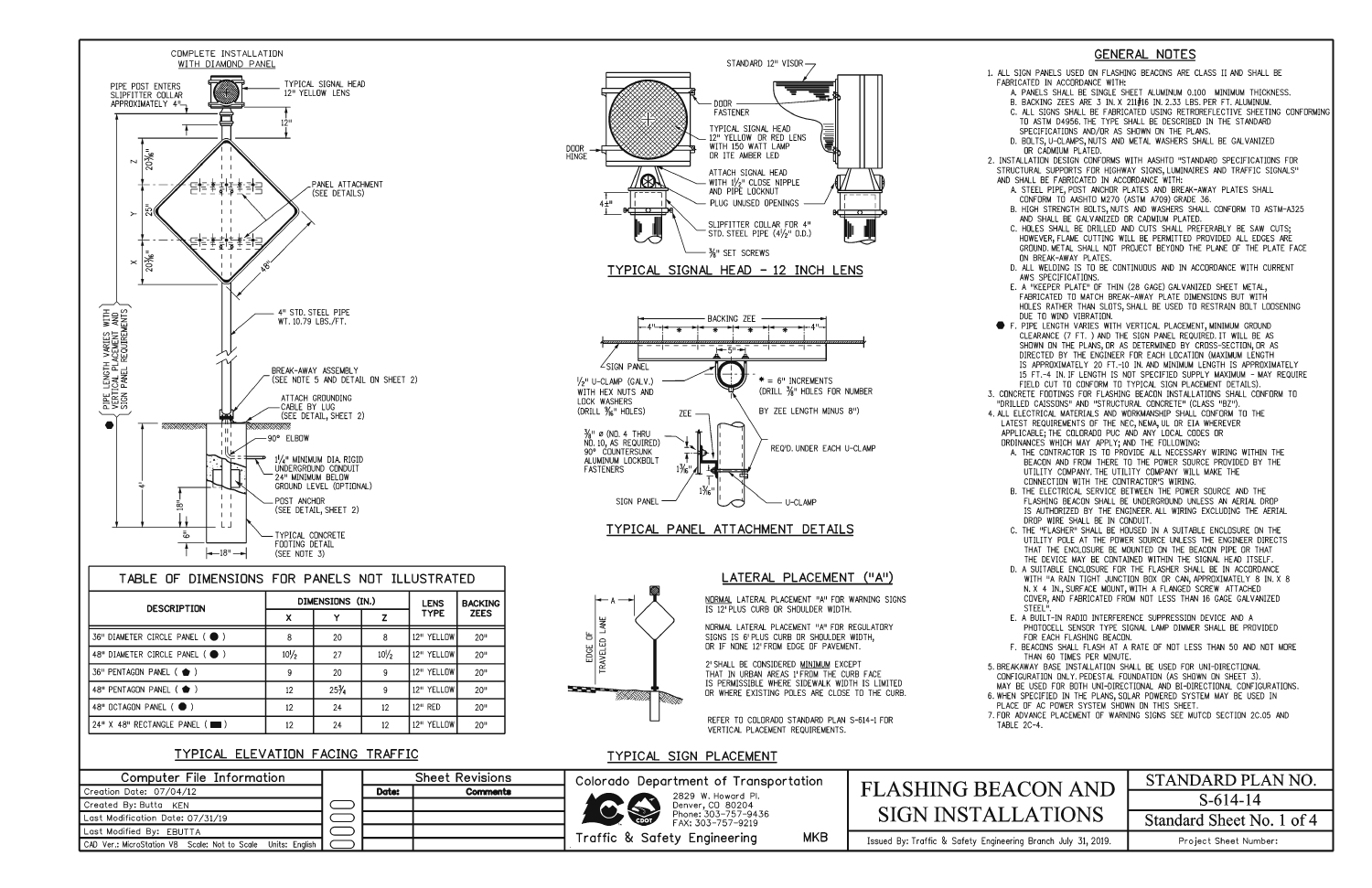# FLASHING BEACON AND SIGN INSTALLATIONS

## TYPICAL ELEVATION FACING TRAFFIC

COMPLETE INSTALLATION WITH DIAMOND PANEL

- PIPE POST ENTERS SLIPFITTER COLLAR APPROXIMATELY 4"
- TYPICAL SIGNAL HEAD 12" YELLOW LENS
- 12"
- Z 20 3/8"
- Y 25"
- X 20 3/8"
- 48"
- PANEL ATTACHMENT (SEE DETAILS)
- 4" STD. STEEL PIPE WT. 10.79 LBS./FT.
- PIPE LENGTH VARIES WITH VERTICAL PLACEMENT AND SIGN PANEL REQUIREMENTS
- BREAK-AWAY ASSEMBLY (SEE NOTE 5 AND DETAIL ON SHEET 2)
- ATTACH GROUNDING CABLE BY LUG (SEE DETAIL, SHEET 2)
- 90° ELBOW
- 1 1/4" MINIMUM DIA. RIGID UNDERGROUND CONDUIT 24" MINIMUM BELOW GROUND LEVEL (OPTIONAL)
- POST ANCHOR (SEE DETAIL, SHEET 2)
- TYPICAL CONCRETE FOOTING DETAIL (SEE NOTE 3)
- 4', 18", 6", 18"

### TABLE OF DIMENSIONS FOR PANELS NOT ILLUSTRATED

| DESCRIPTION | DIMENSIONS (IN.) X | Y | Z | LENS TYPE | BACKING ZEES |
|---|---|---|---|---|---|
| 36" DIAMETER CIRCLE PANEL ( ● ) | 8 | 20 | 8 | 12" YELLOW | 20" |
| 48" DIAMETER CIRCLE PANEL ( ● ) | 10 1/2 | 27 | 10 1/2 | 12" YELLOW | 20" |
| 36" PENTAGON PANEL ( ⬟ ) | 9 | 20 | 9 | 12" YELLOW | 20" |
| 48" PENTAGON PANEL ( ⬟ ) | 12 | 25 3/4 | 9 | 12" YELLOW | 20" |
| 48" OCTAGON PANEL ( ● ) | 12 | 24 | 12 | 12" RED | 20" |
| 24" X 48" RECTANGLE PANEL ( ▬ ) | 12 | 24 | 12 | 12" YELLOW | 20" |

## TYPICAL SIGNAL HEAD - 12 INCH LENS

- STANDARD 12" VISOR
- DOOR FASTENER
- DOOR HINGE
- TYPICAL SIGNAL HEAD 12" YELLOW OR RED LENS WITH 150 WATT LAMP OR ITE AMBER LED
- ATTACH SIGNAL HEAD WITH 1/2" CLOSE NIPPLE AND PIPE LOCKNUT
- PLUG UNUSED OPENINGS
- 4 1/2"
- SLIPFITTER COLLAR FOR 4" STD. STEEL PIPE (4 1/2" O.D.)
- 3/8" SET SCREWS

## TYPICAL PANEL ATTACHMENT DETAILS

- BACKING ZEE
- 4", *, *, *, *, 4", 5"
- SIGN PANEL
- 1/2" U-CLAMP (GALV.) WITH HEX NUTS AND LOCK WASHERS (DRILL 9/16" HOLES)
- * = 6" INCREMENTS (DRILL 3/8" HOLES FOR NUMBER BY ZEE LENGTH MINUS 8")
- ZEE
- 3/8" ø (NO. 4 THRU NO. 10, AS REQUIRED) 90° COUNTERSUNK ALUMINUM LOCKBOLT FASTENERS
- 1 3/8", 1 3/8"
- REQ'D. UNDER EACH U-CLAMP
- SIGN PANEL
- U-CLAMP

## TYPICAL SIGN PLACEMENT

### LATERAL PLACEMENT ("A")

- A
- EDGE OF TRAVELED LANE

NORMAL LATERAL PLACEMENT "A" FOR WARNING SIGNS IS 12' PLUS CURB OR SHOULDER WIDTH.

NORMAL LATERAL PLACEMENT "A" FOR REGULATORY SIGNS IS 6' PLUS CURB OR SHOULDER WIDTH, OR IF NONE 12' FROM EDGE OF PAVEMENT.

2' SHALL BE CONSIDERED MINIMUM EXCEPT THAT IN URBAN AREAS 1' FROM THE CURB FACE IS PERMISSIBLE WHERE SIDEWALK WIDTH IS LIMITED OR WHERE EXISTING POLES ARE CLOSE TO THE CURB.

REFER TO COLORADO STANDARD PLAN S-614-1 FOR VERTICAL PLACEMENT REQUIREMENTS.

## GENERAL NOTES

1. ALL SIGN PANELS USED ON FLASHING BEACONS ARE CLASS II AND SHALL BE FABRICATED IN ACCORDANCE WITH:
   A. PANELS SHALL BE SINGLE SHEET ALUMINUM 0.100 MINIMUM THICKNESS.
   B. BACKING ZEES ARE 3 IN. X 2 11/16 IN. 2.33 LBS. PER FT. ALUMINUM.
   C. ALL SIGNS SHALL BE FABRICATED USING RETROREFLECTIVE SHEETING CONFORMING TO ASTM D4956. THE TYPE SHALL BE DESCRIBED IN THE STANDARD SPECIFICATIONS AND/OR AS SHOWN ON THE PLANS.
   D. BOLTS, U-CLAMPS, NUTS AND METAL WASHERS SHALL BE GALVANIZED OR CADMIUM PLATED.
2. INSTALLATION DESIGN CONFORMS WITH AASHTO "STANDARD SPECIFICATIONS FOR STRUCTURAL SUPPORTS FOR HIGHWAY SIGNS, LUMINAIRES AND TRAFFIC SIGNALS" AND SHALL BE FABRICATED IN ACCORDANCE WITH:
   A. STEEL PIPE, POST ANCHOR PLATES AND BREAK-AWAY PLATES SHALL CONFORM TO AASHTO M270 (ASTM A709) GRADE 36.
   B. HIGH STRENGTH BOLTS, NUTS AND WASHERS SHALL CONFORM TO ASTM-A325 AND SHALL BE GALVANIZED OR CADMIUM PLATED.
   C. HOLES SHALL BE DRILLED AND CUTS SHALL PREFERABLY BE SAW CUTS; HOWEVER, FLAME CUTTING WILL BE PERMITTED PROVIDED ALL EDGES ARE GROUND. METAL SHALL NOT PROJECT BEYOND THE PLANE OF THE PLATE FACE ON BREAK-AWAY PLATES.
   D. ALL WELDING IS TO BE CONTINUOUS AND IN ACCORDANCE WITH CURRENT AWS SPECIFICATIONS.
   E. A "KEEPER PLATE" OF THIN (28 GAGE) GALVANIZED SHEET METAL, FABRICATED TO MATCH BREAK-AWAY PLATE DIMENSIONS BUT WITH HOLES RATHER THAN SLOTS, SHALL BE USED TO RESTRAIN BOLT LOOSENING DUE TO WIND VIBRATION.
   ● F. PIPE LENGTH VARIES WITH VERTICAL PLACEMENT, MINIMUM GROUND CLEARANCE (7 FT.) AND THE SIGN PANEL REQUIRED. IT WILL BE AS SHOWN ON THE PLANS, OR AS DETERMINED BY CROSS-SECTION, OR AS DIRECTED BY THE ENGINEER FOR EACH LOCATION (MAXIMUM LENGTH IS APPROXIMATELY 20 FT.-10 IN. AND MINIMUM LENGTH IS APPROXIMATELY 15 FT.-4 IN. IF LENGTH IS NOT SPECIFIED SUPPLY MAXIMUM - MAY REQUIRE FIELD CUT TO CONFORM TO TYPICAL SIGN PLACEMENT DETAILS).
3. CONCRETE FOOTINGS FOR FLASHING BEACON INSTALLATIONS SHALL CONFORM TO "DRILLED CAISSONS" AND "STRUCTURAL CONCRETE" (CLASS "BZ").
4. ALL ELECTRICAL MATERIALS AND WORKMANSHIP SHALL CONFORM TO THE LATEST REQUIREMENTS OF THE NEC, NEMA, UL OR EIA WHEREVER APPLICABLE; THE COLORADO PUC AND ANY LOCAL CODES OR ORDINANCES WHICH MAY APPLY; AND THE FOLLOWING:
   A. THE CONTRACTOR IS TO PROVIDE ALL NECESSARY WIRING WITHIN THE BEACON AND FROM THERE TO THE POWER SOURCE PROVIDED BY THE UTILITY COMPANY. THE UTILITY COMPANY WILL MAKE THE CONNECTION WITH THE CONTRACTOR'S WIRING.
   B. THE ELECTRICAL SERVICE BETWEEN THE POWER SOURCE AND THE FLASHING BEACON SHALL BE UNDERGROUND UNLESS AN AERIAL DROP IS AUTHORIZED BY THE ENGINEER. ALL WIRING EXCLUDING THE AERIAL DROP WIRE SHALL BE IN CONDUIT.
   C. THE "FLASHER" SHALL BE HOUSED IN A SUITABLE ENCLOSURE ON THE UTILITY POLE AT THE POWER SOURCE UNLESS THE ENGINEER DIRECTS THAT THE ENCLOSURE BE MOUNTED ON THE BEACON PIPE OR THAT THE DEVICE MAY BE CONTAINED WITHIN THE SIGNAL HEAD ITSELF.
   D. A SUITABLE ENCLOSURE FOR THE FLASHER SHALL BE IN ACCORDANCE WITH "A RAIN TIGHT JUNCTION BOX OR CAN, APPROXIMATELY 8 IN. X 8 IN. X 4 IN., SURFACE MOUNT, WITH A FLANGED SCREW ATTACHED COVER, AND FABRICATED FROM NOT LESS THAN 16 GAGE GALVANIZED STEEL".
   E. A BUILT-IN RADIO INTERFERENCE SUPPRESSION DEVICE AND A PHOTOCELL SENSOR TYPE SIGNAL LAMP DIMMER SHALL BE PROVIDED FOR EACH FLASHING BEACON.
   F. BEACONS SHALL FLASH AT A RATE OF NOT LESS THAN 50 AND NOT MORE THAN 60 TIMES PER MINUTE.
5. BREAKAWAY BASE INSTALLATION SHALL BE USED FOR UNI-DIRECTIONAL CONFIGURATION ONLY. PEDESTAL FOUNDATION (AS SHOWN ON SHEET 3). MAY BE USED FOR BOTH UNI-DIRECTIONAL AND BI-DIRECTIONAL CONFIGURATIONS.
6. WHEN SPECIFIED IN THE PLANS, SOLAR POWERED SYSTEM MAY BE USED IN PLACE OF AC POWER SYSTEM SHOWN ON THIS SHEET.
7. FOR ADVANCE PLACEMENT OF WARNING SIGNS SEE MUTCD SECTION 2C.05 AND TABLE 2C-4.

---

| Computer File Information | |
|---|---|
| Creation Date: 07/04/12 | |
| Created By: Butta KEN | |
| Last Modification Date: 07/31/19 | |
| Last Modified By: EBUTTA | |
| CAD Ver.: MicroStation V8 | Scale: Not to Scale Units: English |

| Sheet Revisions | |
|---|---|
| Date: | Comments |
| | |
| | |
| | |

Colorado Department of Transportation
2829 W. Howard Pl.
Denver, CO 80204
Phone: 303-757-9436
FAX: 303-757-9219
Traffic & Safety Engineering MKB

FLASHING BEACON AND SIGN INSTALLATIONS

Issued By: Traffic & Safety Engineering Branch July 31, 2019.

STANDARD PLAN NO. S-614-14

Standard Sheet No. 1 of 4

Project Sheet Number: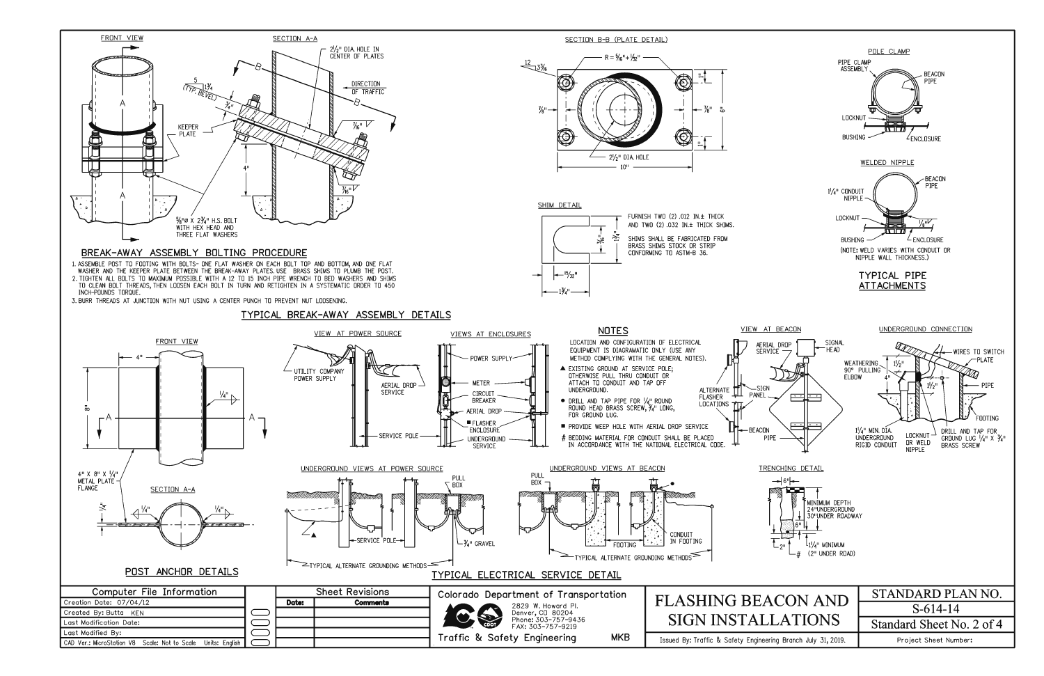## TYPICAL BREAK-AWAY ASSEMBLY DETAILS

### FRONT VIEW

KEEPER PLATE

4"

### SECTION A-A

2½" DIA. HOLE IN CENTER OF PLATES

DIRECTION OF TRAFFIC

5 / 1¾ (TYP. BEVEL)

¾"

7/16"

4"

7/16"

⅝"Ø X 2¾" H.S. BOLT WITH HEX HEAD AND THREE FLAT WASHERS

### SECTION B-B (PLATE DETAIL)

R = 5/16"+1/32"

12 / 13/16

⅞"

⅞"

6"

2½" DIA. HOLE

10"

### SHIM DETAIL

FURNISH TWO (2) .012 IN.± THICK AND TWO (2) .032 IN.± THICK SHIMS.

SHIMS SHALL BE FABRICATED FROM BRASS SHIMS STOCK OR STRIP CONFORMING TO ASTM-B 36.

5/16"

1¾"

15/32"

1¾"

### BREAK-AWAY ASSEMBLY BOLTING PROCEDURE

1. ASSEMBLE POST TO FOOTING WITH BOLTS- ONE FLAT WASHER ON EACH BOLT TOP AND BOTTOM, AND ONE FLAT WASHER AND THE KEEPER PLATE BETWEEN THE BREAK-AWAY PLATES. USE BRASS SHIMS TO PLUMB THE POST.
2. TIGHTEN ALL BOLTS TO MAXIMUM POSSIBLE WITH A 12 TO 15 INCH PIPE WRENCH TO BED WASHERS AND SHIMS TO CLEAN BOLT THREADS, THEN LOOSEN EACH BOLT IN TURN AND RETIGHTEN IN A SYSTEMATIC ORDER TO 450 INCH-POUNDS TORQUE.
3. BURR THREADS AT JUNCTION WITH NUT USING A CENTER PUNCH TO PREVENT NUT LOOSENING.

## TYPICAL PIPE ATTACHMENTS

### POLE CLAMP

PIPE CLAMP ASSEMBLY

BEACON PIPE

LOCKNUT

BUSHING

ENCLOSURE

### WELDED NIPPLE

BEACON PIPE

1¼" CONDUIT NIPPLE

LOCKNUT

⅛"

BUSHING

ENCLOSURE

(NOTE: WELD VARIES WITH CONDUIT OR NIPPLE WALL THICKNESS.)

## POST ANCHOR DETAILS

### FRONT VIEW

4"

8"

¼"

4" X 8" X ¼" METAL PLATE FLANGE

### SECTION A-A

¼"

¼"

¼"

## TYPICAL ELECTRICAL SERVICE DETAIL

### VIEW AT POWER SOURCE

UTILITY COMPANY POWER SUPPLY

AERIAL DROP SERVICE

SERVICE POLE

### VIEWS AT ENCLOSURES

POWER SUPPLY

METER

CIRCUIT BREAKER

AERIAL DROP

■ FLASHER ENCLOSURE

UNDERGROUND SERVICE

### NOTES

LOCATION AND CONFIGURATION OF ELECTRICAL EQUIPMENT IS DIAGRAMATIC ONLY (USE ANY METHOD COMPLYING WITH THE GENERAL NOTES).

- ▲ EXISTING GROUND AT SERVICE POLE; OTHERWISE PULL THRU CONDUIT OR ATTACH TO CONDUIT AND TAP OFF UNDERGROUND.
- ● DRILL AND TAP PIPE FOR ¼" ROUND ROUND HEAD BRASS SCREW, ¾" LONG, FOR GROUND LUG.
- ■ PROVIDE WEEP HOLE WITH AERIAL DROP SERVICE
- # BEDDING MATERIAL FOR CONDUIT SHALL BE PLACED IN ACCORDANCE WITH THE NATIONAL ELECTRICAL CODE.

### VIEW AT BEACON

AERIAL DROP SERVICE

SIGNAL HEAD

ALTERNATE FLASHER LOCATIONS

SIGN PANEL

BEACON PIPE

### UNDERGROUND CONNECTION

WIRES TO SWITCH PLATE

WEATHERING 90° PULLING ELBOW

1½"

4"

1½"

PIPE

FOOTING

1¼" MIN. DIA. UNDERGROUND RIGID CONDUIT

LOCKNUT OR WELD NIPPLE

DRILL AND TAP FOR GROUND LUG ¼" X ¾" BRASS SCREW

### UNDERGROUND VIEWS AT POWER SOURCE

PULL BOX

SERVICE POLE

¾" GRAVEL

TYPICAL ALTERNATE GROUNDING METHODS

### UNDERGROUND VIEWS AT BEACON

PULL BOX

FOOTING

CONDUIT IN FOOTING

TYPICAL ALTERNATE GROUNDING METHODS

### TRENCHING DETAIL

6"

MINIMUM DEPTH 24" UNDERGROUND 30" UNDER ROADWAY

6"

2"

1¼" MINIMUM (2" UNDER ROAD)

| Computer File Information | |
|---|---|
| Creation Date: 07/04/12 | |
| Created By: Butta KEN | |
| Last Modification Date: | |
| Last Modified By: | |
| CAD Ver.: MicroStation V8 | Scale: Not to Scale Units: English |

| Sheet Revisions | |
|---|---|
| Date: | Comments |
| | |
| | |
| | |
| | |

Colorado Department of Transportation
2829 W. Howard Pl.
Denver, CO 80204
Phone: 303-757-9436
FAX: 303-757-9219
Traffic & Safety Engineering MKB

# FLASHING BEACON AND SIGN INSTALLATIONS

Issued By: Traffic & Safety Engineering Branch July 31, 2019.

STANDARD PLAN NO. S-614-14

Standard Sheet No. 2 of 4

Project Sheet Number: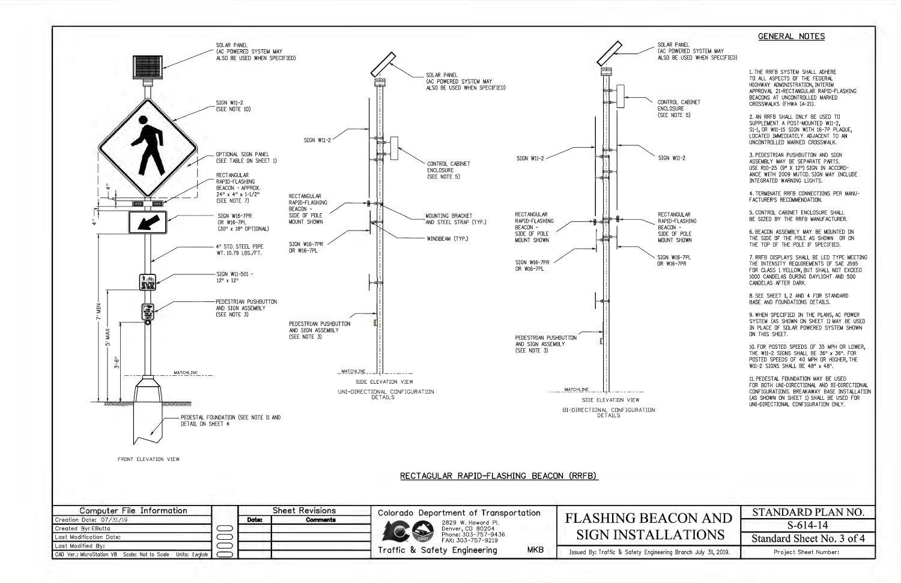## GENERAL NOTES

1. THE RRFB SYSTEM SHALL ADHERE TO ALL ASPECTS OF THE FEDERAL HIGHWAY ADMINISTRATION, INTERIM APPROVAL 21-RECTANGULAR RAPID-FLASHING BEACONS AT UNCONTROLLED MARKED CROSSWALKS (FHWA IA-21).

2. AN RRFB SHALL ONLY BE USED TO SUPPLEMENT A POST-MOUNTED W11-2, S1-1, OR W11-15 SIGN WITH 16-7P PLAQUE, LOCATED IMMEDIATELY ADJACENT TO AN UNCONTROLLED MARKED CROSSWALK.

3. PEDESTRIAN PUSHBUTTON AND SIGN ASSEMBLY MAY BE SEPARATE PARTS. USE R10-25 (9" X 12") SIGN IN ACCORDANCE WITH 2009 MUTCD. SIGN MAY INCLUDE INTEGRATED WARNING LIGHTS.

4. TERMINATE RRFB CONNECTIONS PER MANUFACTURER'S RECOMMENDATION.

5. CONTROL CABINET ENCLOSURE SHALL BE SIZED BY THE RRFB MANUFACTURER.

6. BEACON ASSEMBLY MAY BE MOUNTED ON THE SIDE OF THE POLE AS SHOWN OR ON THE TOP OF THE POLE IF SPECIFIED.

7. RRFB DISPLAYS SHALL BE LED TYPE MEETING THE INTENSITY REQUIREMENTS OF SAE J595 FOR CLASS 1 YELLOW, BUT SHALL NOT EXCEED 1000 CANDELAS DURING DAYLIGHT AND 500 CANDELAS AFTER DARK.

8. SEE SHEET 1, 2 AND 4 FOR STANDARD BASE AND FOUNDATIONS DETAILS.

9. WHEN SPECIFIED IN THE PLANS, AC POWER SYSTEM (AS SHOWN ON SHEET 1) MAY BE USED IN PLACE OF SOLAR POWERED SYSTEM SHOWN ON THIS SHEET.

10. FOR POSTED SPEEDS OF 35 MPH OR LOWER, THE W11-2 SIGNS SHALL BE 36" x 36". FOR POSTED SPEEDS OF 40 MPH OR HIGHER, THE W11-2 SIGNS SHALL BE 48" x 48".

11. PEDESTAL FOUNDATION MAY BE USED FOR BOTH UNI-DIRECTIONAL AND BI-DIRECTIONAL CONFIGURATIONS. BREAKAWAY BASE INSTALLATION (AS SHOWN ON SHEET 1) SHALL BE USED FOR UNI-DIRECTIONAL CONFIGURATION ONLY.

### FRONT ELEVATION VIEW

- SOLAR PANEL (AC POWERED SYSTEM MAY ALSO BE USED WHEN SPECIFIED)
- SIGN W11-2 (SEE NOTE 10)
- OPTIONAL SIGN PANEL (SEE TABLE ON SHEET 1)
- RECTANGULAR RAPID-FLASHING BEACON - APPROX. 24" x 4" x 1-1/2" (SEE NOTE 7)
- SIGN W16-7PR OR W16-7PL (30" x 18" OPTIONAL)
- 4" STD. STEEL PIPE WT. 10.79 LBS./FT.
- SIGN W11-501 - 12" x 12"
- PEDESTRIAN PUSHBUTTON AND SIGN ASSEMBLY (SEE NOTE 3)
- PEDESTAL FOUNDATION (SEE NOTE 11 AND DETAIL ON SHEET 4)
- 4", 4", 7' MIN, 5' MAX, 3'-6", MATCHLINE

### SIDE ELEVATION VIEW — UNI-DIRECTIONAL CONFIGURATION DETAILS

- SOLAR PANEL (AC POWERED SYSTEM MAY ALSO BE USED WHEN SPECIFIED)
- SIGN W11-2
- CONTROL CABINET ENCLOSURE (SEE NOTE 5)
- RECTANGULAR RAPID-FLASHING BEACON - SIDE OF POLE MOUNT SHOWN
- MOUNTING BRACKET AND STEEL STRAP (TYP.)
- WINDBEAM (TYP.)
- SIGN W16-7PR OR W16-7PL
- PEDESTRIAN PUSHBUTTON AND SIGN ASSEMBLY (SEE NOTE 3)
- MATCHLINE

### SIDE ELEVATION VIEW — BI-DIRECTIONAL CONFIGURATION DETAILS

- SOLAR PANEL (AC POWERED SYSTEM MAY ALSO BE USED WHEN SPECIFIED)
- CONTROL CABINET ENCLOSURE (SEE NOTE 5)
- SIGN W11-2
- SIGN W11-2
- RECTANGULAR RAPID-FLASHING BEACON - SIDE OF POLE MOUNT SHOWN
- RECTANGULAR RAPID-FLASHING BEACON - SIDE OF POLE MOUNT SHOWN
- SIGN W16-7PR OR W16-7PL
- SIGN W16-7PL OR W16-7PR
- PEDESTRIAN PUSHBUTTON AND SIGN ASSEMBLY (SEE NOTE 3)
- MATCHLINE

## RECTAGULAR RAPID-FLASHING BEACON (RRFB)

| Computer File Information | Sheet Revisions | |
|---|---|---|
| Creation Date: 07/31/19 | Date: | Comments |
| Created By: EButta | | |
| Last Modification Date: | | |
| Last Modified By: | | |
| CAD Ver.: MicroStation V8 Scale: Not to Scale Units: English | | |

Colorado Department of Transportation
2829 W. Howard Pl.
Denver, CO 80204
Phone: 303-757-9436
FAX: 303-757-9219
Traffic & Safety Engineering MKB

# FLASHING BEACON AND SIGN INSTALLATIONS

Issued By: Traffic & Safety Engineering Branch July 31, 2019.

STANDARD PLAN NO.
S-614-14
Standard Sheet No. 3 of 4
Project Sheet Number: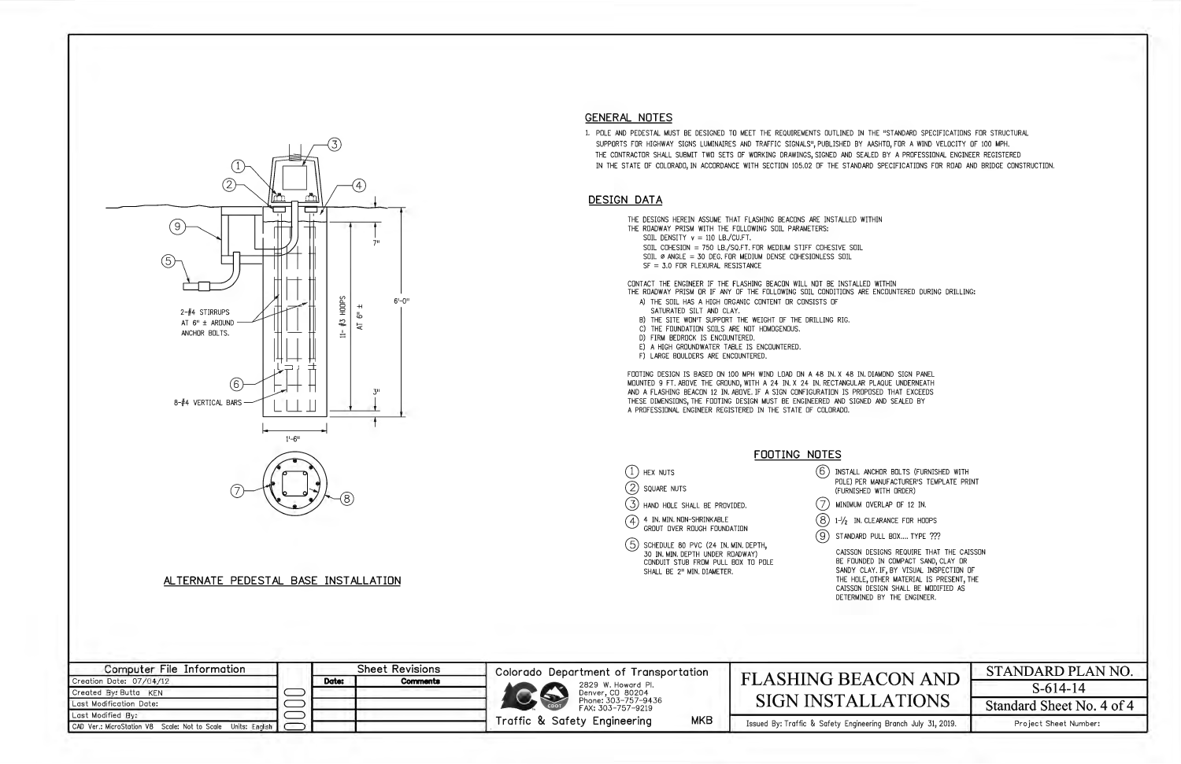ALTERNATE PEDESTAL BASE INSTALLATION

2-#4 STIRRUPS AT 6" ± AROUND ANCHOR BOLTS.

8-#4 VERTICAL BARS

11- #3 HOOPS AT 6" ±

7"

6'-0"

3"

1'-6"

## GENERAL NOTES

1. POLE AND PEDESTAL MUST BE DESIGNED TO MEET THE REQUIREMENTS OUTLINED IN THE "STANDARD SPECIFICATIONS FOR STRUCTURAL SUPPORTS FOR HIGHWAY SIGNS LUMINAIRES AND TRAFFIC SIGNALS", PUBLISHED BY AASHTO, FOR A WIND VELOCITY OF 100 MPH. THE CONTRACTOR SHALL SUBMIT TWO SETS OF WORKING DRAWINGS, SIGNED AND SEALED BY A PROFESSIONAL ENGINEER REGISTERED IN THE STATE OF COLORADO, IN ACCORDANCE WITH SECTION 105.02 OF THE STANDARD SPECIFICATIONS FOR ROAD AND BRIDGE CONSTRUCTION.

## DESIGN DATA

THE DESIGNS HEREIN ASSUME THAT FLASHING BEACONS ARE INSTALLED WITHIN THE ROADWAY PRISM WITH THE FOLLOWING SOIL PARAMETERS:

SOIL DENSITY v = 110 LB./CU.FT.
SOIL COHESION = 750 LB./SQ.FT. FOR MEDIUM STIFF COHESIVE SOIL
SOIL ø ANGLE = 30 DEG. FOR MEDIUM DENSE COHESIONLESS SOIL
SF = 3.0 FOR FLEXURAL RESISTANCE

CONTACT THE ENGINEER IF THE FLASHING BEACON WILL NOT BE INSTALLED WITHIN THE ROADWAY PRISM OR IF ANY OF THE FOLLOWING SOIL CONDITIONS ARE ENCOUNTERED DURING DRILLING:

A) THE SOIL HAS A HIGH ORGANIC CONTENT OR CONSISTS OF SATURATED SILT AND CLAY.
B) THE SITE WON'T SUPPORT THE WEIGHT OF THE DRILLING RIG.
C) THE FOUNDATION SOILS ARE NOT HOMOGENOUS.
D) FIRM BEDROCK IS ENCOUNTERED.
E) A HIGH GROUNDWATER TABLE IS ENCOUNTERED.
F) LARGE BOULDERS ARE ENCOUNTERED.

FOOTING DESIGN IS BASED ON 100 MPH WIND LOAD ON A 48 IN. X 48 IN. DIAMOND SIGN PANEL MOUNTED 9 FT. ABOVE THE GROUND, WITH A 24 IN. X 24 IN. RECTANGULAR PLAQUE UNDERNEATH AND A FLASHING BEACON 12 IN. ABOVE. IF A SIGN CONFIGURATION IS PROPOSED THAT EXCEEDS THESE DIMENSIONS, THE FOOTING DESIGN MUST BE ENGINEERED AND SIGNED AND SEALED BY A PROFESSIONAL ENGINEER REGISTERED IN THE STATE OF COLORADO.

## FOOTING NOTES

1. HEX NUTS
2. SQUARE NUTS
3. HAND HOLE SHALL BE PROVIDED.
4. 4 IN. MIN. NON-SHRINKABLE GROUT OVER ROUGH FOUNDATION
5. SCHEDULE 80 PVC (24 IN. MIN. DEPTH, 30 IN. MIN. DEPTH UNDER ROADWAY) CONDUIT STUB FROM PULL BOX TO POLE SHALL BE 2" MIN. DIAMETER.
6. INSTALL ANCHOR BOLTS (FURNISHED WITH POLE) PER MANUFACTURER'S TEMPLATE PRINT (FURNISHED WITH ORDER)
7. MINIMUM OVERLAP OF 12 IN.
8. 1-1/2 IN. CLEARANCE FOR HOOPS
9. STANDARD PULL BOX.... TYPE ???

CAISSON DESIGNS REQUIRE THAT THE CAISSON BE FOUNDED IN COMPACT SAND, CLAY OR SANDY CLAY. IF, BY VISUAL INSPECTION OF THE HOLE, OTHER MATERIAL IS PRESENT, THE CAISSON DESIGN SHALL BE MODIFIED AS DETERMINED BY THE ENGINEER.

| Computer File Information | Sheet Revisions | | |
|---|---|---|---|
| Creation Date: 07/04/12 | Date: | Comments | |
| Created By: Butta KEN | | | |
| Last Modification Date: | | | |
| Last Modified By: | | | |
| CAD Ver.: MicroStation V8 Scale: Not to Scale Units: English | | | |

Colorado Department of Transportation
2829 W. Howard Pl.
Denver, CO 80204
Phone: 303-757-9436
FAX: 303-757-9219
Traffic & Safety Engineering MKB

# FLASHING BEACON AND SIGN INSTALLATIONS

Issued By: Traffic & Safety Engineering Branch July 31, 2019.

STANDARD PLAN NO.
S-614-14
Standard Sheet No. 4 of 4
Project Sheet Number: